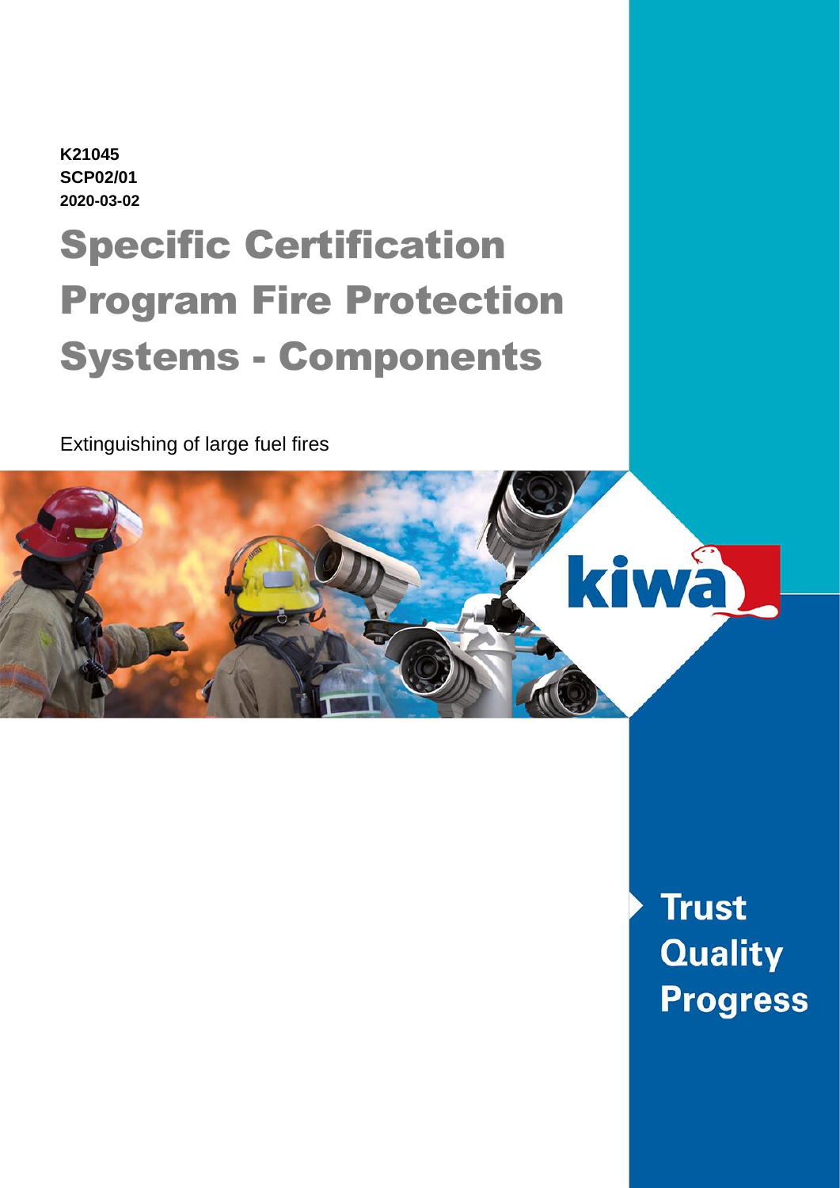**K21045**
**SCP02/01**
**2020-03-02**

# Specific Certification Program Fire Protection Systems - Components

Extinguishing of large fuel fires

**Trust**
**Quality**
**Progress**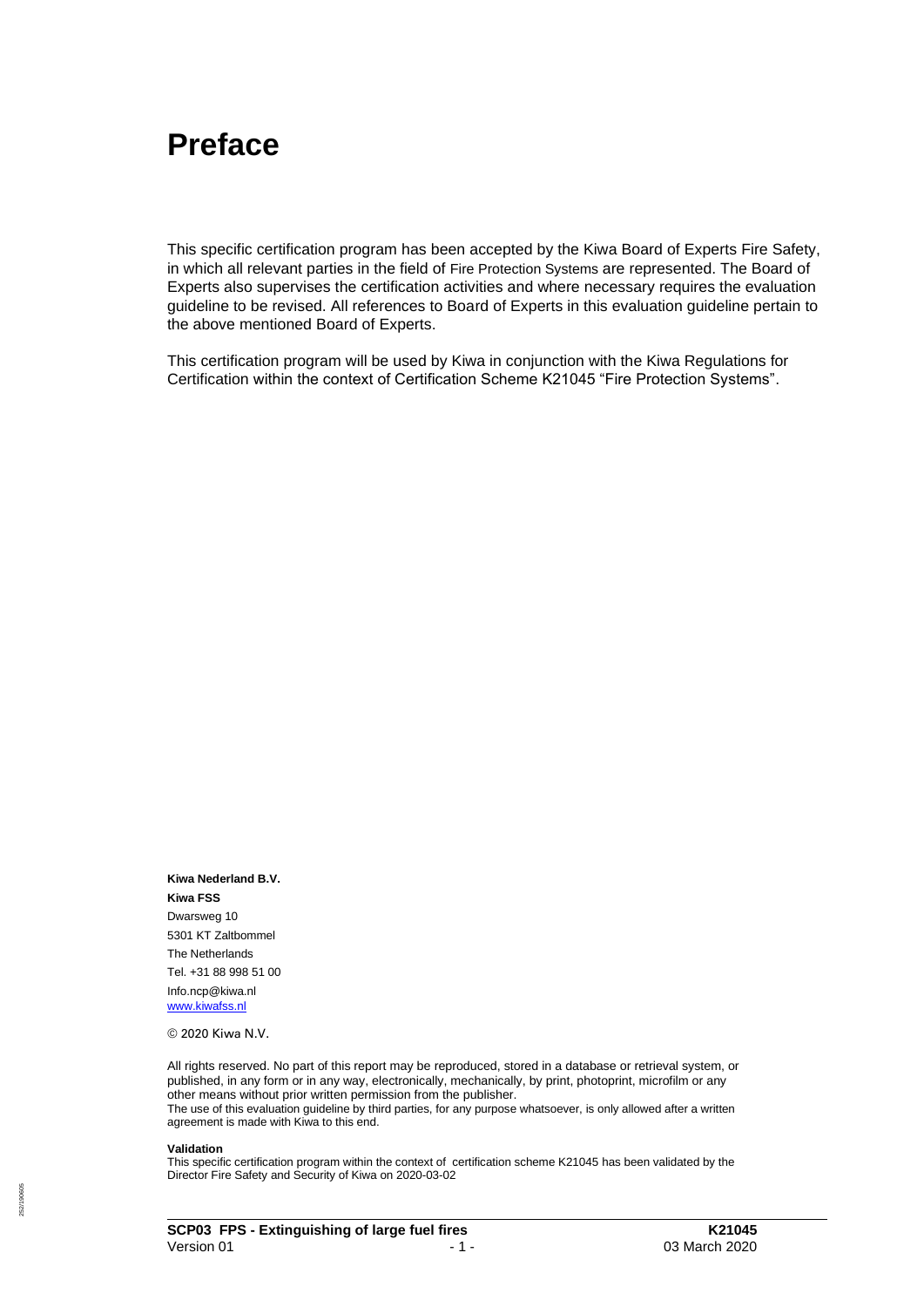# Preface

This specific certification program has been accepted by the Kiwa Board of Experts Fire Safety, in which all relevant parties in the field of Fire Protection Systems are represented. The Board of Experts also supervises the certification activities and where necessary requires the evaluation guideline to be revised. All references to Board of Experts in this evaluation guideline pertain to the above mentioned Board of Experts.

This certification program will be used by Kiwa in conjunction with the Kiwa Regulations for Certification within the context of Certification Scheme K21045 "Fire Protection Systems".

**Kiwa Nederland B.V.**
**Kiwa FSS**
Dwarsweg 10
5301 KT Zaltbommel
The Netherlands
Tel. +31 88 998 51 00
Info.ncp@kiwa.nl
www.kiwafss.nl

© 2020 Kiwa N.V.

All rights reserved. No part of this report may be reproduced, stored in a database or retrieval system, or published, in any form or in any way, electronically, mechanically, by print, photoprint, microfilm or any other means without prior written permission from the publisher.
The use of this evaluation guideline by third parties, for any purpose whatsoever, is only allowed after a written agreement is made with Kiwa to this end.

**Validation**
This specific certification program within the context of certification scheme K21045 has been validated by the Director Fire Safety and Security of Kiwa on 2020-03-02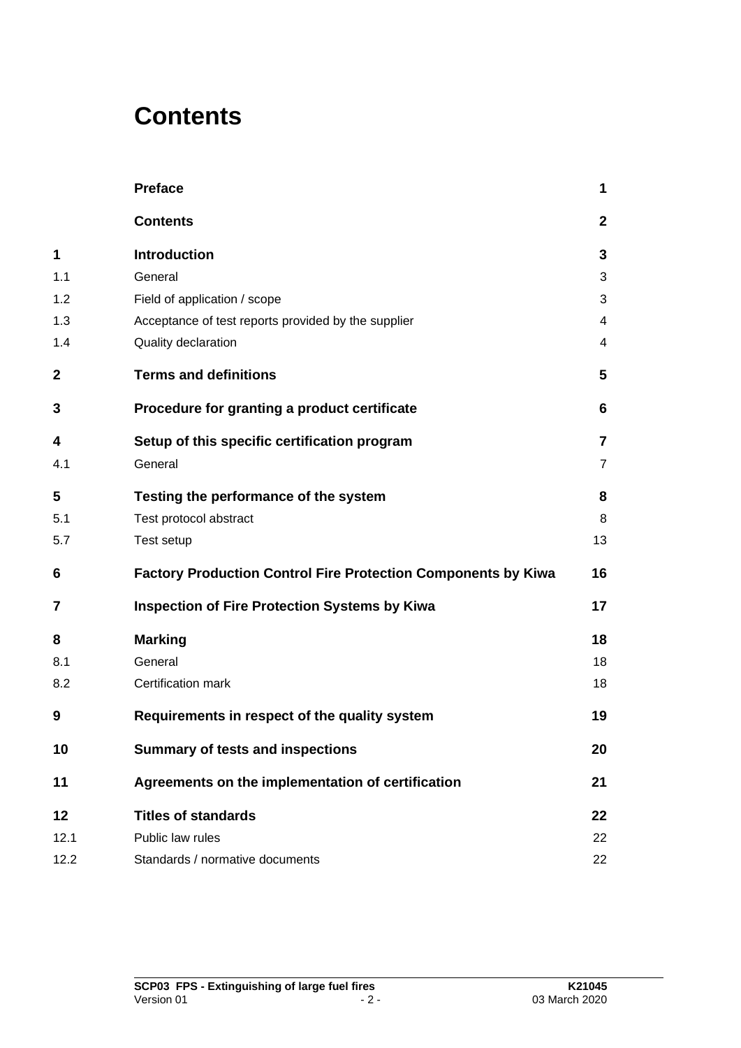# Contents

| | | |
|---|---|---|
| | **Preface** | **1** |
| | **Contents** | **2** |
| **1** | **Introduction** | **3** |
| 1.1 | General | 3 |
| 1.2 | Field of application / scope | 3 |
| 1.3 | Acceptance of test reports provided by the supplier | 4 |
| 1.4 | Quality declaration | 4 |
| **2** | **Terms and definitions** | **5** |
| **3** | **Procedure for granting a product certificate** | **6** |
| **4** | **Setup of this specific certification program** | **7** |
| 4.1 | General | 7 |
| **5** | **Testing the performance of the system** | **8** |
| 5.1 | Test protocol abstract | 8 |
| 5.7 | Test setup | 13 |
| **6** | **Factory Production Control Fire Protection Components by Kiwa** | **16** |
| **7** | **Inspection of Fire Protection Systems by Kiwa** | **17** |
| **8** | **Marking** | **18** |
| 8.1 | General | 18 |
| 8.2 | Certification mark | 18 |
| **9** | **Requirements in respect of the quality system** | **19** |
| **10** | **Summary of tests and inspections** | **20** |
| **11** | **Agreements on the implementation of certification** | **21** |
| **12** | **Titles of standards** | **22** |
| 12.1 | Public law rules | 22 |
| 12.2 | Standards / normative documents | 22 |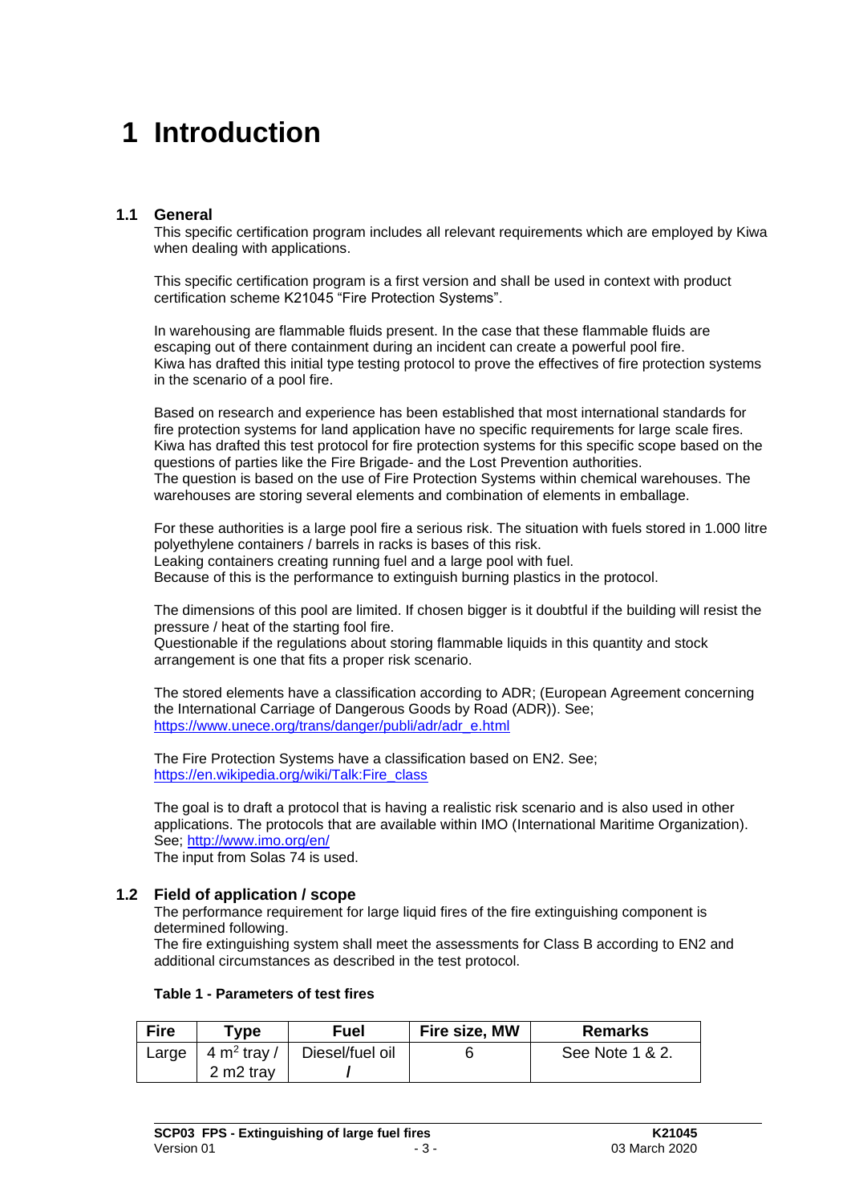# 1 Introduction

## 1.1 General

This specific certification program includes all relevant requirements which are employed by Kiwa when dealing with applications.

This specific certification program is a first version and shall be used in context with product certification scheme K21045 "Fire Protection Systems".

In warehousing are flammable fluids present. In the case that these flammable fluids are escaping out of there containment during an incident can create a powerful pool fire.
Kiwa has drafted this initial type testing protocol to prove the effectives of fire protection systems in the scenario of a pool fire.

Based on research and experience has been established that most international standards for fire protection systems for land application have no specific requirements for large scale fires.
Kiwa has drafted this test protocol for fire protection systems for this specific scope based on the questions of parties like the Fire Brigade- and the Lost Prevention authorities.
The question is based on the use of Fire Protection Systems within chemical warehouses. The warehouses are storing several elements and combination of elements in emballage.

For these authorities is a large pool fire a serious risk. The situation with fuels stored in 1.000 litre polyethylene containers / barrels in racks is bases of this risk.
Leaking containers creating running fuel and a large pool with fuel.
Because of this is the performance to extinguish burning plastics in the protocol.

The dimensions of this pool are limited. If chosen bigger is it doubtful if the building will resist the pressure / heat of the starting fool fire.
Questionable if the regulations about storing flammable liquids in this quantity and stock arrangement is one that fits a proper risk scenario.

The stored elements have a classification according to ADR; (European Agreement concerning the International Carriage of Dangerous Goods by Road (ADR)). See;
https://www.unece.org/trans/danger/publi/adr/adr_e.html

The Fire Protection Systems have a classification based on EN2. See;
https://en.wikipedia.org/wiki/Talk:Fire_class

The goal is to draft a protocol that is having a realistic risk scenario and is also used in other applications. The protocols that are available within IMO (International Maritime Organization). See; http://www.imo.org/en/
The input from Solas 74 is used.

## 1.2 Field of application / scope

The performance requirement for large liquid fires of the fire extinguishing component is determined following.
The fire extinguishing system shall meet the assessments for Class B according to EN2 and additional circumstances as described in the test protocol.

**Table 1 - Parameters of test fires**

| Fire | Type | Fuel | Fire size, MW | Remarks |
|---|---|---|---|---|
| Large | 4 $m^2$ tray / 2 m2 tray | Diesel/fuel oil / | 6 | See Note 1 & 2. |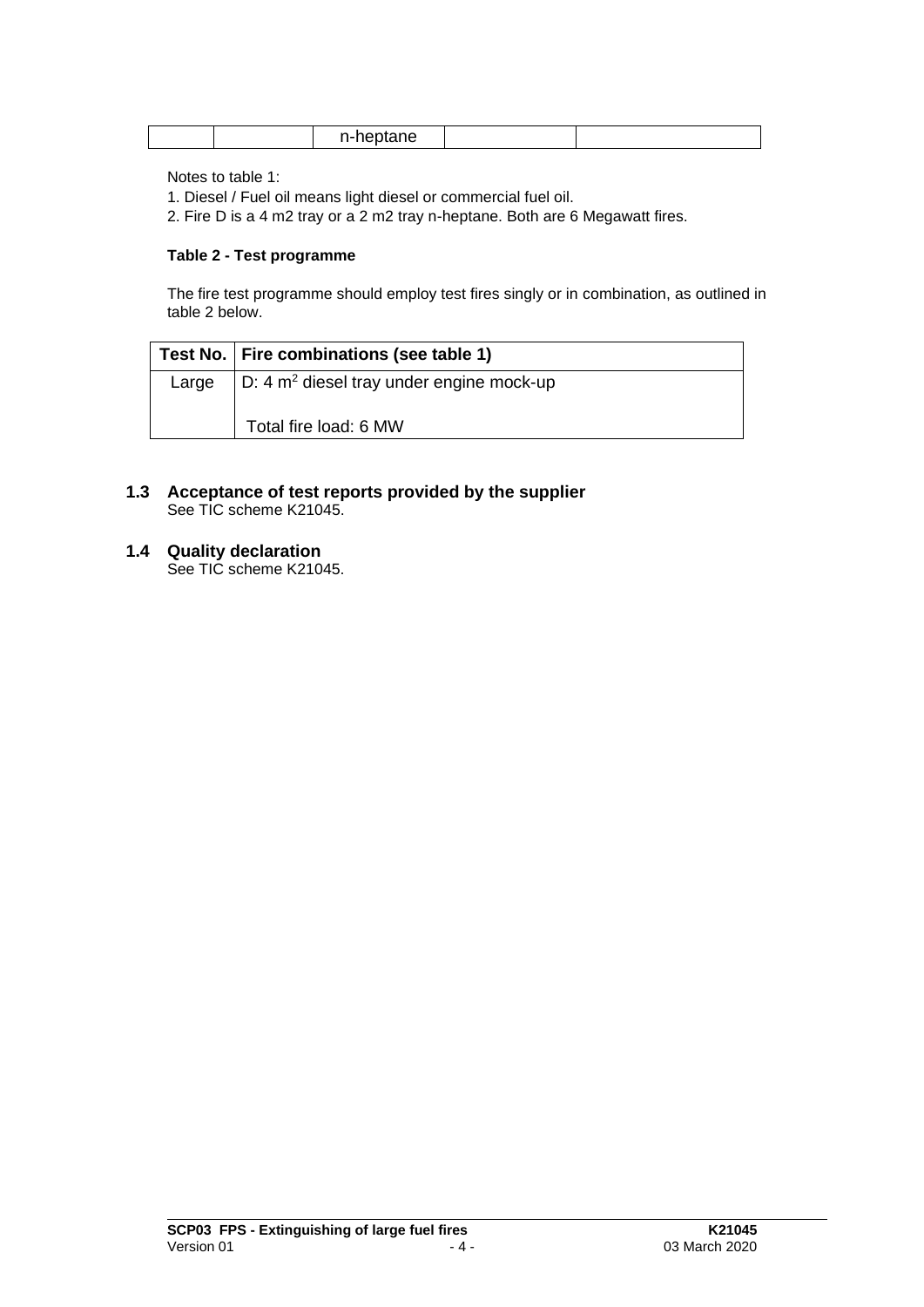|  |  | n-heptane |  |  |
|---|---|---|---|---|

Notes to table 1:

1. Diesel / Fuel oil means light diesel or commercial fuel oil.
2. Fire D is a 4 m2 tray or a 2 m2 tray n-heptane. Both are 6 Megawatt fires.

**Table 2 - Test programme**

The fire test programme should employ test fires singly or in combination, as outlined in table 2 below.

| Test No. | Fire combinations (see table 1) |
|---|---|
| Large | D: 4 $m^2$ diesel tray under engine mock-up<br><br>Total fire load: 6 MW |

## 1.3 Acceptance of test reports provided by the supplier

See TIC scheme K21045.

## 1.4 Quality declaration

See TIC scheme K21045.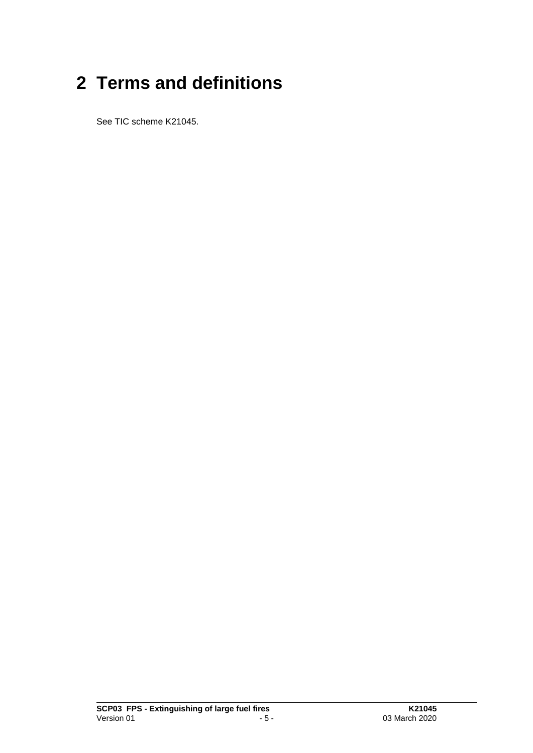# 2 Terms and definitions

See TIC scheme K21045.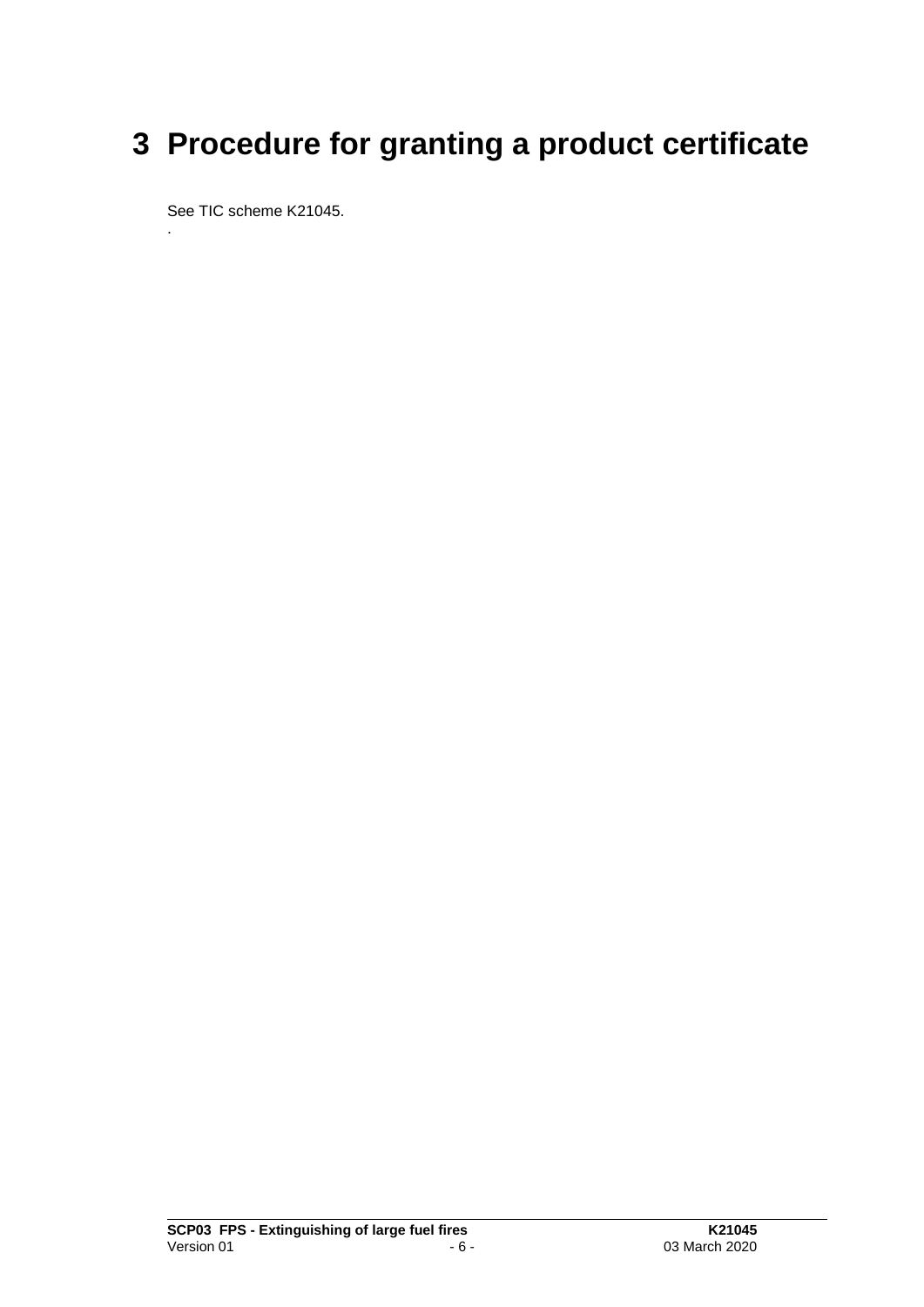# 3 Procedure for granting a product certificate

See TIC scheme K21045.

.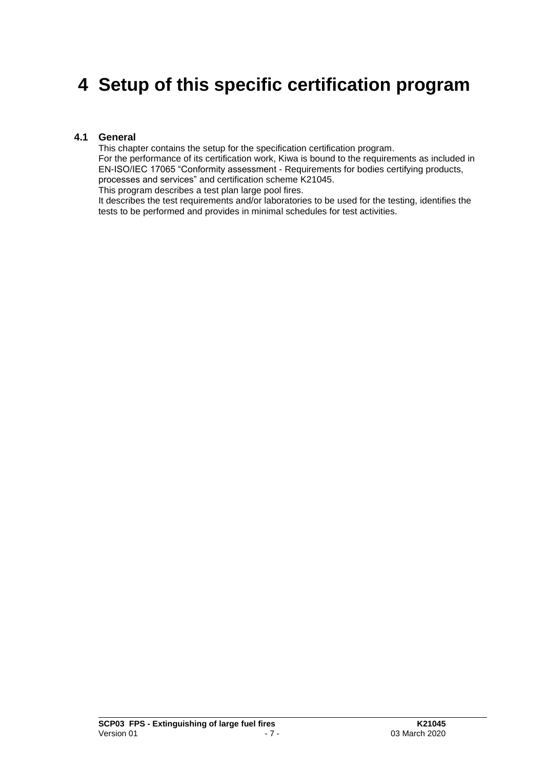# 4 Setup of this specific certification program

## 4.1 General

This chapter contains the setup for the specification certification program.
For the performance of its certification work, Kiwa is bound to the requirements as included in EN-ISO/IEC 17065 "Conformity assessment - Requirements for bodies certifying products, processes and services" and certification scheme K21045.
This program describes a test plan large pool fires.
It describes the test requirements and/or laboratories to be used for the testing, identifies the tests to be performed and provides in minimal schedules for test activities.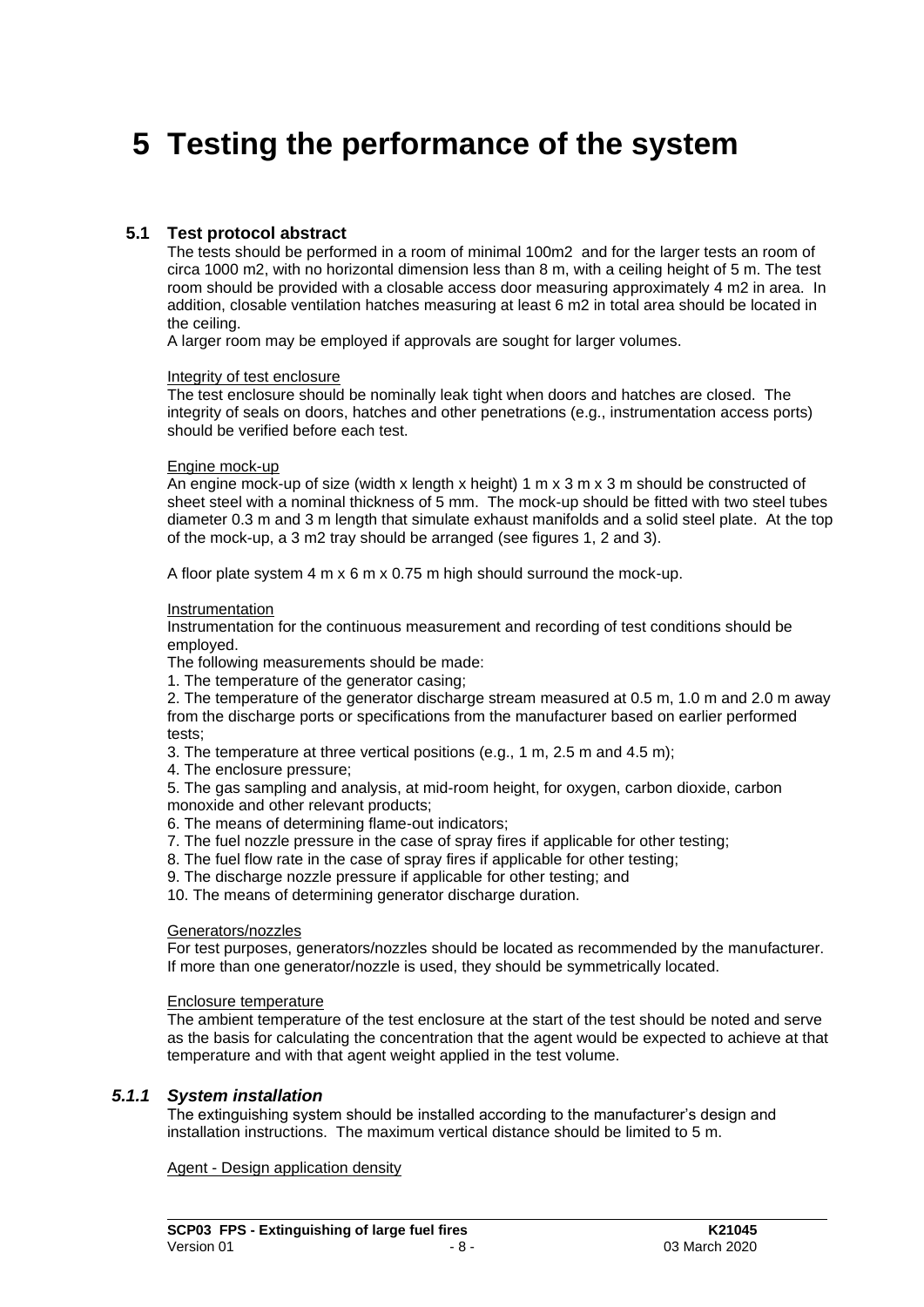# 5 Testing the performance of the system

## 5.1 Test protocol abstract

The tests should be performed in a room of minimal 100m2 and for the larger tests an room of circa 1000 m2, with no horizontal dimension less than 8 m, with a ceiling height of 5 m. The test room should be provided with a closable access door measuring approximately 4 m2 in area. In addition, closable ventilation hatches measuring at least 6 m2 in total area should be located in the ceiling.

A larger room may be employed if approvals are sought for larger volumes.

Integrity of test enclosure

The test enclosure should be nominally leak tight when doors and hatches are closed. The integrity of seals on doors, hatches and other penetrations (e.g., instrumentation access ports) should be verified before each test.

Engine mock-up

An engine mock-up of size (width x length x height) 1 m x 3 m x 3 m should be constructed of sheet steel with a nominal thickness of 5 mm. The mock-up should be fitted with two steel tubes diameter 0.3 m and 3 m length that simulate exhaust manifolds and a solid steel plate. At the top of the mock-up, a 3 m2 tray should be arranged (see figures 1, 2 and 3).

A floor plate system 4 m x 6 m x 0.75 m high should surround the mock-up.

Instrumentation

Instrumentation for the continuous measurement and recording of test conditions should be employed.

The following measurements should be made:

1. The temperature of the generator casing;
2. The temperature of the generator discharge stream measured at 0.5 m, 1.0 m and 2.0 m away from the discharge ports or specifications from the manufacturer based on earlier performed tests;
3. The temperature at three vertical positions (e.g., 1 m, 2.5 m and 4.5 m);
4. The enclosure pressure;
5. The gas sampling and analysis, at mid-room height, for oxygen, carbon dioxide, carbon monoxide and other relevant products;
6. The means of determining flame-out indicators;
7. The fuel nozzle pressure in the case of spray fires if applicable for other testing;
8. The fuel flow rate in the case of spray fires if applicable for other testing;
9. The discharge nozzle pressure if applicable for other testing; and
10. The means of determining generator discharge duration.

Generators/nozzles

For test purposes, generators/nozzles should be located as recommended by the manufacturer. If more than one generator/nozzle is used, they should be symmetrically located.

Enclosure temperature

The ambient temperature of the test enclosure at the start of the test should be noted and serve as the basis for calculating the concentration that the agent would be expected to achieve at that temperature and with that agent weight applied in the test volume.

### *5.1.1 System installation*

The extinguishing system should be installed according to the manufacturer's design and installation instructions. The maximum vertical distance should be limited to 5 m.

Agent - Design application density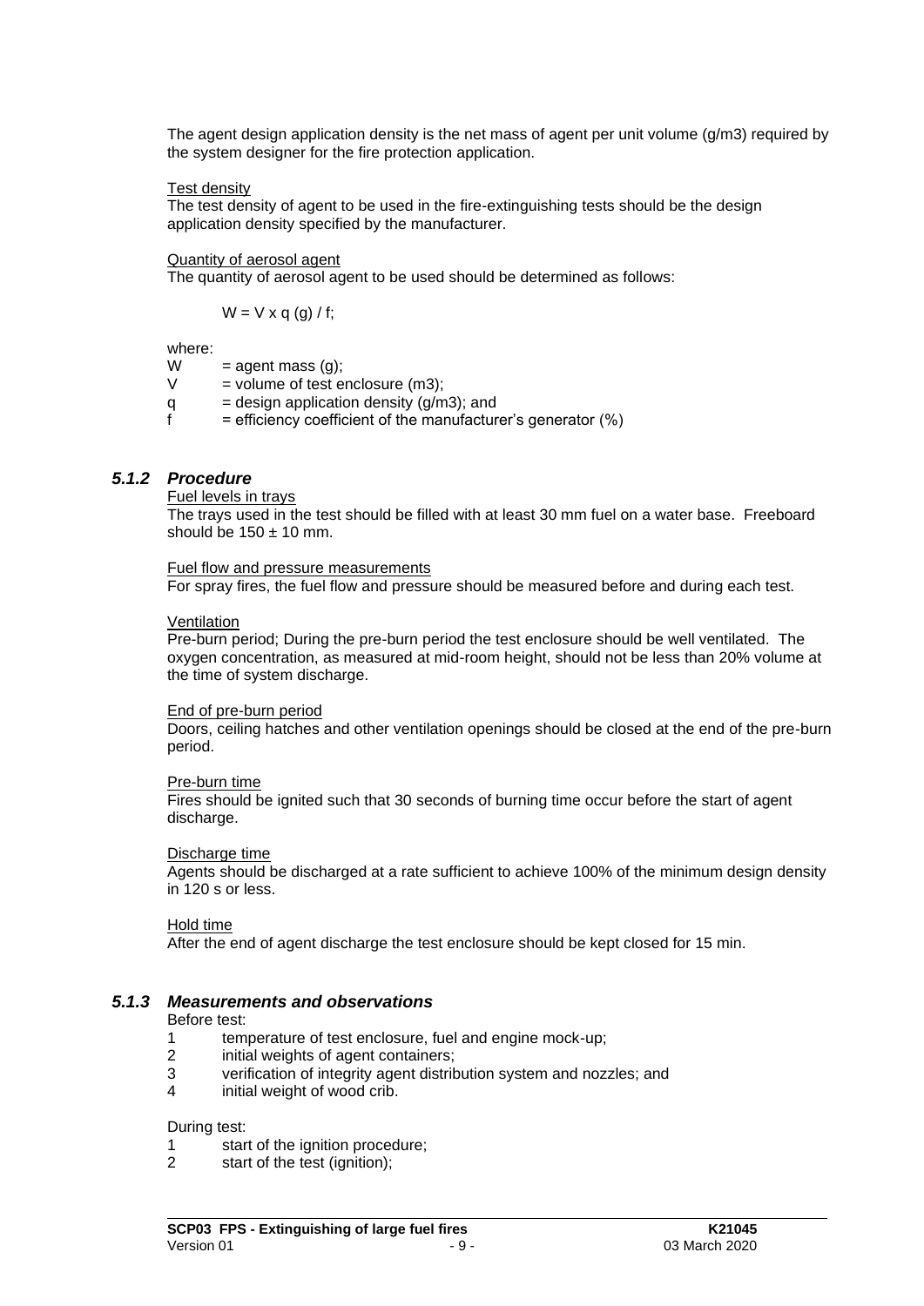The agent design application density is the net mass of agent per unit volume (g/m3) required by the system designer for the fire protection application.

Test density

The test density of agent to be used in the fire-extinguishing tests should be the design application density specified by the manufacturer.

Quantity of aerosol agent

The quantity of aerosol agent to be used should be determined as follows:

$$W = V \times q\ (g) / f;$$

where:

- $W$ = agent mass (g);
- $V$ = volume of test enclosure (m3);
- $q$ = design application density (g/m3); and
- $f$ = efficiency coefficient of the manufacturer's generator (%)

### *5.1.2 Procedure*

Fuel levels in trays

The trays used in the test should be filled with at least 30 mm fuel on a water base. Freeboard should be $150 \pm 10$ mm.

Fuel flow and pressure measurements

For spray fires, the fuel flow and pressure should be measured before and during each test.

Ventilation

Pre-burn period; During the pre-burn period the test enclosure should be well ventilated. The oxygen concentration, as measured at mid-room height, should not be less than 20% volume at the time of system discharge.

End of pre-burn period

Doors, ceiling hatches and other ventilation openings should be closed at the end of the pre-burn period.

Pre-burn time

Fires should be ignited such that 30 seconds of burning time occur before the start of agent discharge.

Discharge time

Agents should be discharged at a rate sufficient to achieve 100% of the minimum design density in 120 s or less.

Hold time

After the end of agent discharge the test enclosure should be kept closed for 15 min.

### *5.1.3 Measurements and observations*

Before test:

1. temperature of test enclosure, fuel and engine mock-up;
2. initial weights of agent containers;
3. verification of integrity agent distribution system and nozzles; and
4. initial weight of wood crib.

During test:

1. start of the ignition procedure;
2. start of the test (ignition);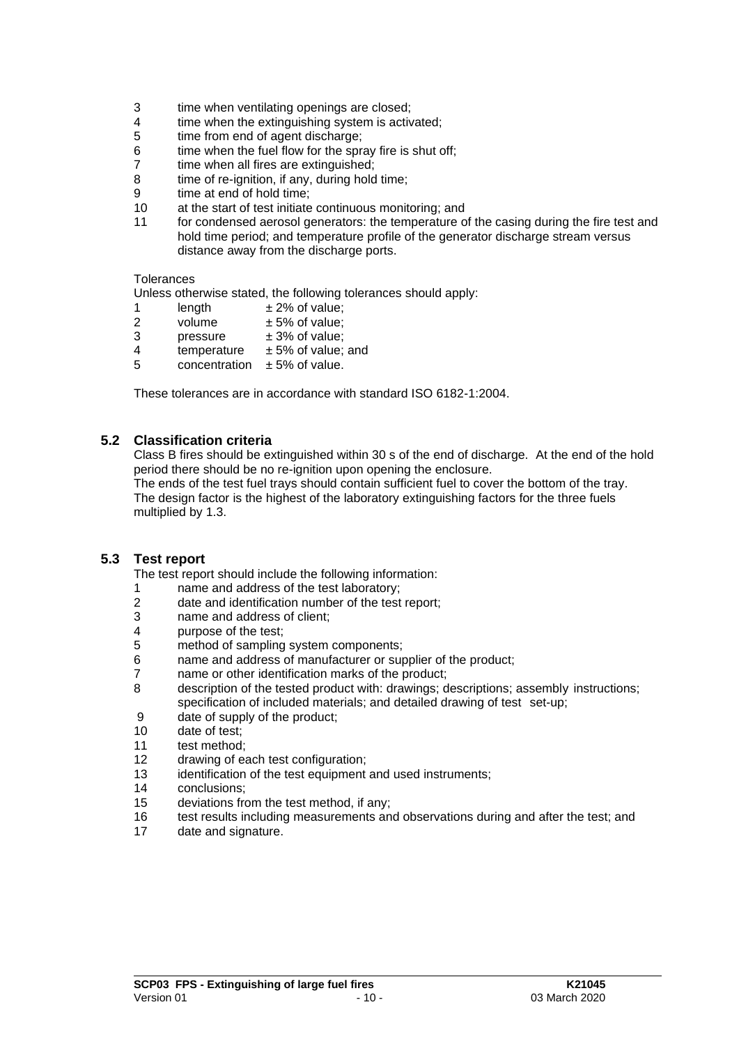3 time when ventilating openings are closed;
4 time when the extinguishing system is activated;
5 time from end of agent discharge;
6 time when the fuel flow for the spray fire is shut off;
7 time when all fires are extinguished;
8 time of re-ignition, if any, during hold time;
9 time at end of hold time;
10 at the start of test initiate continuous monitoring; and
11 for condensed aerosol generators: the temperature of the casing during the fire test and hold time period; and temperature profile of the generator discharge stream versus distance away from the discharge ports.

Tolerances

Unless otherwise stated, the following tolerances should apply:

1 length ± 2% of value;
2 volume ± 5% of value;
3 pressure ± 3% of value;
4 temperature ± 5% of value; and
5 concentration ± 5% of value.

These tolerances are in accordance with standard ISO 6182-1:2004.

## 5.2 Classification criteria

Class B fires should be extinguished within 30 s of the end of discharge. At the end of the hold period there should be no re-ignition upon opening the enclosure.
The ends of the test fuel trays should contain sufficient fuel to cover the bottom of the tray.
The design factor is the highest of the laboratory extinguishing factors for the three fuels multiplied by 1.3.

## 5.3 Test report

The test report should include the following information:

1 name and address of the test laboratory;
2 date and identification number of the test report;
3 name and address of client;
4 purpose of the test;
5 method of sampling system components;
6 name and address of manufacturer or supplier of the product;
7 name or other identification marks of the product;
8 description of the tested product with: drawings; descriptions; assembly instructions; specification of included materials; and detailed drawing of test set-up;
9 date of supply of the product;
10 date of test;
11 test method;
12 drawing of each test configuration;
13 identification of the test equipment and used instruments;
14 conclusions;
15 deviations from the test method, if any;
16 test results including measurements and observations during and after the test; and
17 date and signature.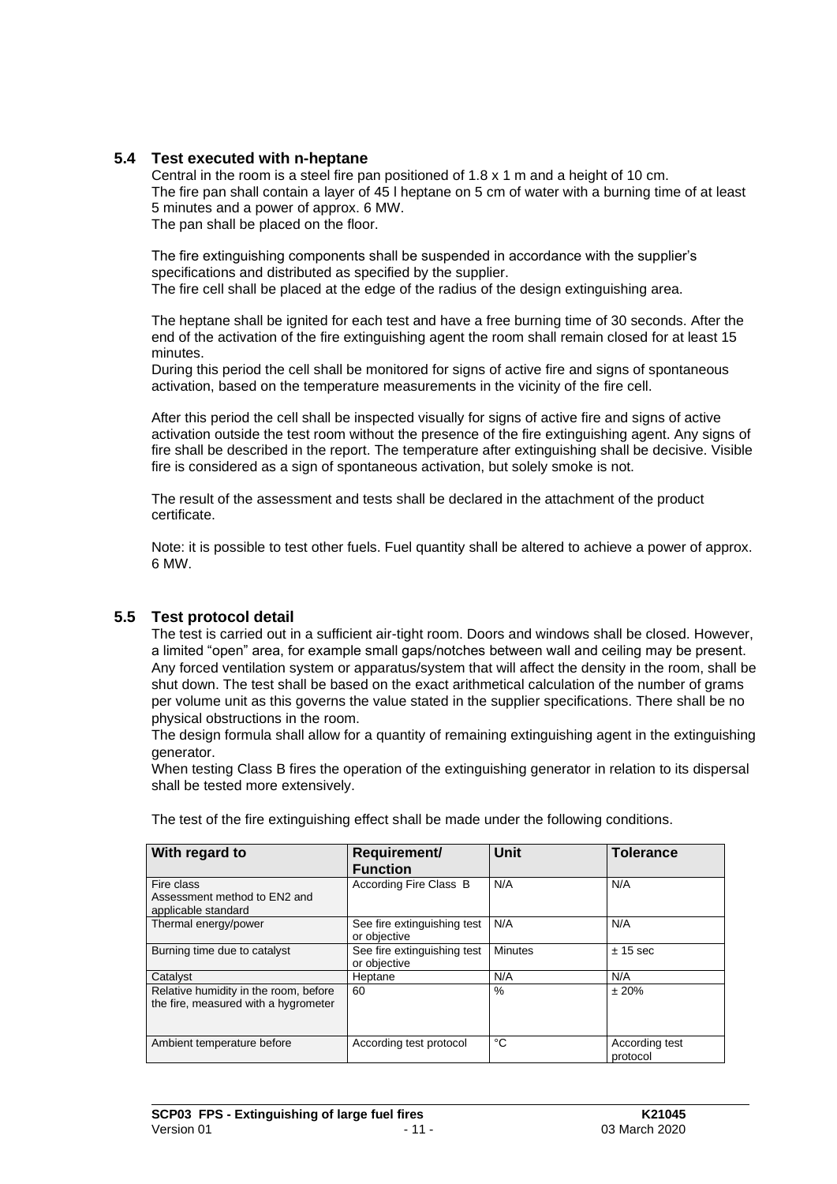## 5.4 Test executed with n-heptane

Central in the room is a steel fire pan positioned of 1.8 x 1 m and a height of 10 cm.
The fire pan shall contain a layer of 45 l heptane on 5 cm of water with a burning time of at least 5 minutes and a power of approx. 6 MW.
The pan shall be placed on the floor.

The fire extinguishing components shall be suspended in accordance with the supplier's specifications and distributed as specified by the supplier.
The fire cell shall be placed at the edge of the radius of the design extinguishing area.

The heptane shall be ignited for each test and have a free burning time of 30 seconds. After the end of the activation of the fire extinguishing agent the room shall remain closed for at least 15 minutes.
During this period the cell shall be monitored for signs of active fire and signs of spontaneous activation, based on the temperature measurements in the vicinity of the fire cell.

After this period the cell shall be inspected visually for signs of active fire and signs of active activation outside the test room without the presence of the fire extinguishing agent. Any signs of fire shall be described in the report. The temperature after extinguishing shall be decisive. Visible fire is considered as a sign of spontaneous activation, but solely smoke is not.

The result of the assessment and tests shall be declared in the attachment of the product certificate.

Note: it is possible to test other fuels. Fuel quantity shall be altered to achieve a power of approx. 6 MW.

## 5.5 Test protocol detail

The test is carried out in a sufficient air-tight room. Doors and windows shall be closed. However, a limited "open" area, for example small gaps/notches between wall and ceiling may be present. Any forced ventilation system or apparatus/system that will affect the density in the room, shall be shut down. The test shall be based on the exact arithmetical calculation of the number of grams per volume unit as this governs the value stated in the supplier specifications. There shall be no physical obstructions in the room.
The design formula shall allow for a quantity of remaining extinguishing agent in the extinguishing generator.
When testing Class B fires the operation of the extinguishing generator in relation to its dispersal shall be tested more extensively.

The test of the fire extinguishing effect shall be made under the following conditions.

| With regard to | Requirement/ Function | Unit | Tolerance |
|---|---|---|---|
| Fire class Assessment method to EN2 and applicable standard | According Fire Class B | N/A | N/A |
| Thermal energy/power | See fire extinguishing test or objective | N/A | N/A |
| Burning time due to catalyst | See fire extinguishing test or objective | Minutes | ± 15 sec |
| Catalyst | Heptane | N/A | N/A |
| Relative humidity in the room, before the fire, measured with a hygrometer | 60 | % | ± 20% |
| Ambient temperature before | According test protocol | °C | According test protocol |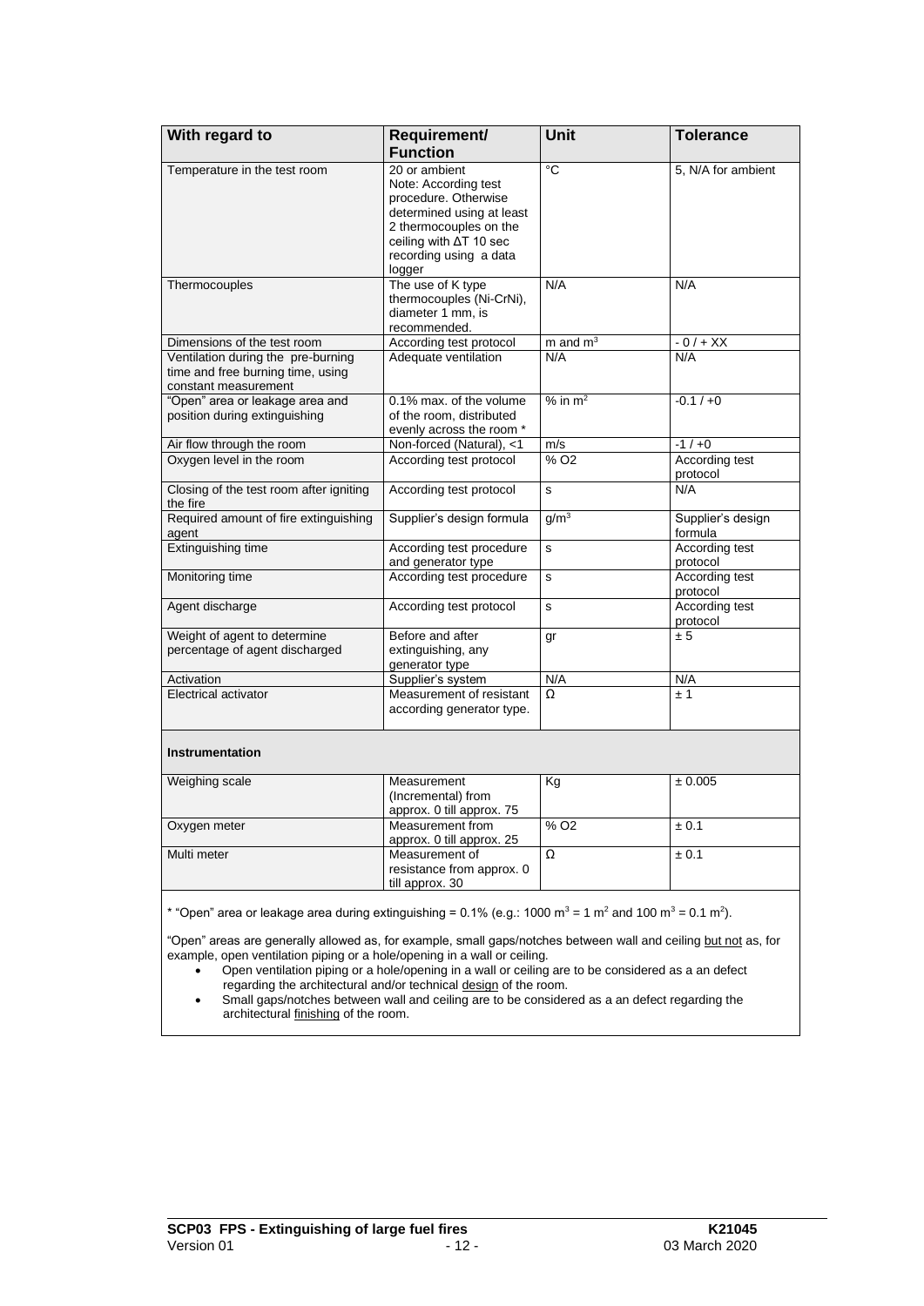| With regard to | Requirement/ Function | Unit | Tolerance |
|---|---|---|---|
| Temperature in the test room | 20 or ambient Note: According test procedure. Otherwise determined using at least 2 thermocouples on the ceiling with ΔT 10 sec recording using a data logger | °C | 5, N/A for ambient |
| Thermocouples | The use of K type thermocouples (Ni-CrNi), diameter 1 mm, is recommended. | N/A | N/A |
| Dimensions of the test room | According test protocol | m and $m^3$ | - 0 / + XX |
| Ventilation during the pre-burning time and free burning time, using constant measurement | Adequate ventilation | N/A | N/A |
| "Open" area or leakage area and position during extinguishing | 0.1% max. of the volume of the room, distributed evenly across the room * | % in $m^2$ | -0.1 / +0 |
| Air flow through the room | Non-forced (Natural), <1 | m/s | -1 / +0 |
| Oxygen level in the room | According test protocol | % O2 | According test protocol |
| Closing of the test room after igniting the fire | According test protocol | s | N/A |
| Required amount of fire extinguishing agent | Supplier's design formula | $g/m^3$ | Supplier's design formula |
| Extinguishing time | According test procedure and generator type | s | According test protocol |
| Monitoring time | According test procedure | s | According test protocol |
| Agent discharge | According test protocol | s | According test protocol |
| Weight of agent to determine percentage of agent discharged | Before and after extinguishing, any generator type | gr | ± 5 |
| Activation | Supplier's system | N/A | N/A |
| Electrical activator | Measurement of resistant according generator type. | Ω | ± 1 |
| **Instrumentation** | | | |
| Weighing scale | Measurement (Incremental) from approx. 0 till approx. 75 | Kg | ± 0.005 |
| Oxygen meter | Measurement from approx. 0 till approx. 25 | % O2 | ± 0.1 |
| Multi meter | Measurement of resistance from approx. 0 till approx. 30 | Ω | ± 0.1 |

* "Open" area or leakage area during extinguishing = 0.1% (e.g.: 1000 $m^3$ = 1 $m^2$ and 100 $m^3$ = 0.1 $m^2$).

"Open" areas are generally allowed as, for example, small gaps/notches between wall and ceiling but not as, for example, open ventilation piping or a hole/opening in a wall or ceiling.

- Open ventilation piping or a hole/opening in a wall or ceiling are to be considered as a an defect regarding the architectural and/or technical design of the room.
- Small gaps/notches between wall and ceiling are to be considered as a an defect regarding the architectural finishing of the room.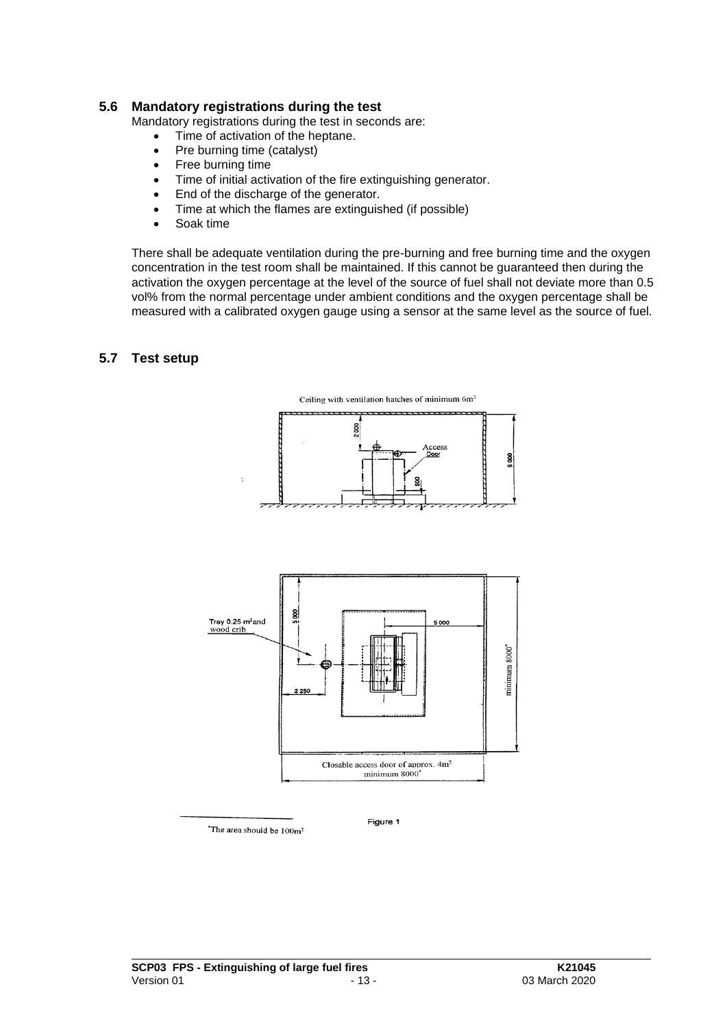### 5.6 Mandatory registrations during the test

Mandatory registrations during the test in seconds are:

- Time of activation of the heptane.
- Pre burning time (catalyst)
- Free burning time
- Time of initial activation of the fire extinguishing generator.
- End of the discharge of the generator.
- Time at which the flames are extinguished (if possible)
- Soak time

There shall be adequate ventilation during the pre-burning and free burning time and the oxygen concentration in the test room shall be maintained. If this cannot be guaranteed then during the activation the oxygen percentage at the level of the source of fuel shall not deviate more than 0.5 vol% from the normal percentage under ambient conditions and the oxygen percentage shall be measured with a calibrated oxygen gauge using a sensor at the same level as the source of fuel.

### 5.7 Test setup

Ceiling with ventilation hatches of minimum $6m^2$

2 000

Access Door

500

5 000

Tray 0.25 $m^2$ and wood crib

5 000

5 000

2 250

minimum 8000*

Closable access door of approx. $4m^2$

minimum 8000*

Figure 1

*The area should be $100m^2$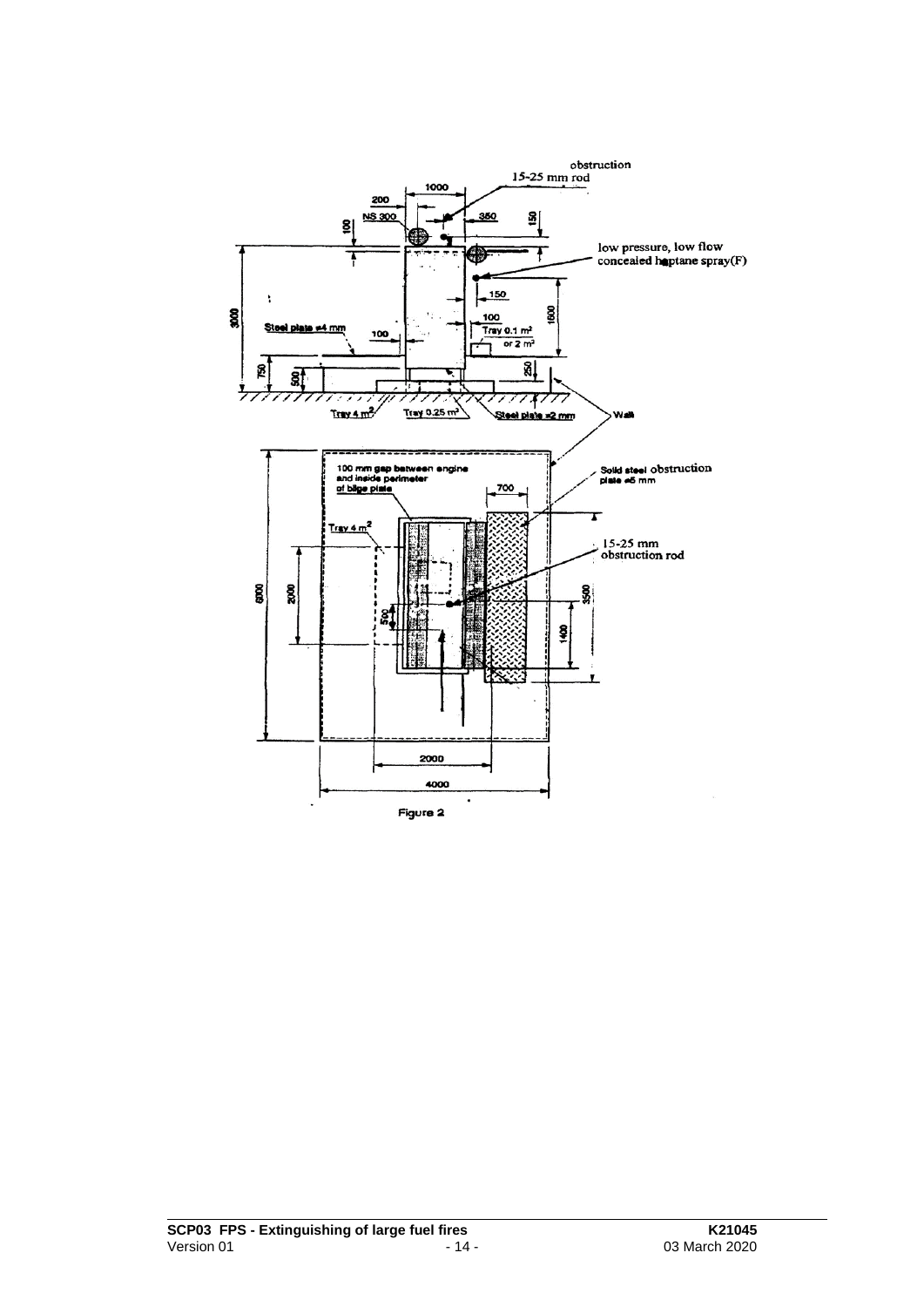Figure 2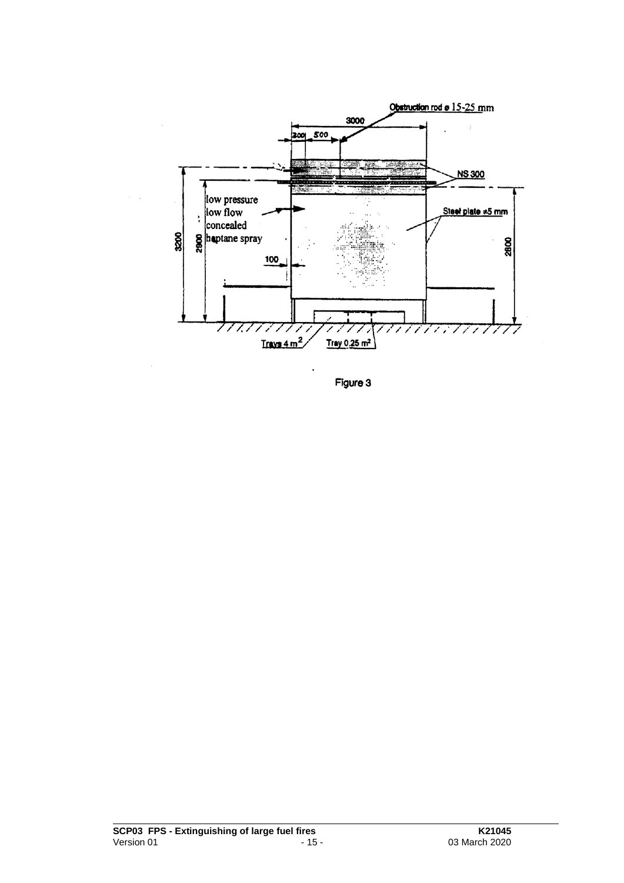Figure 3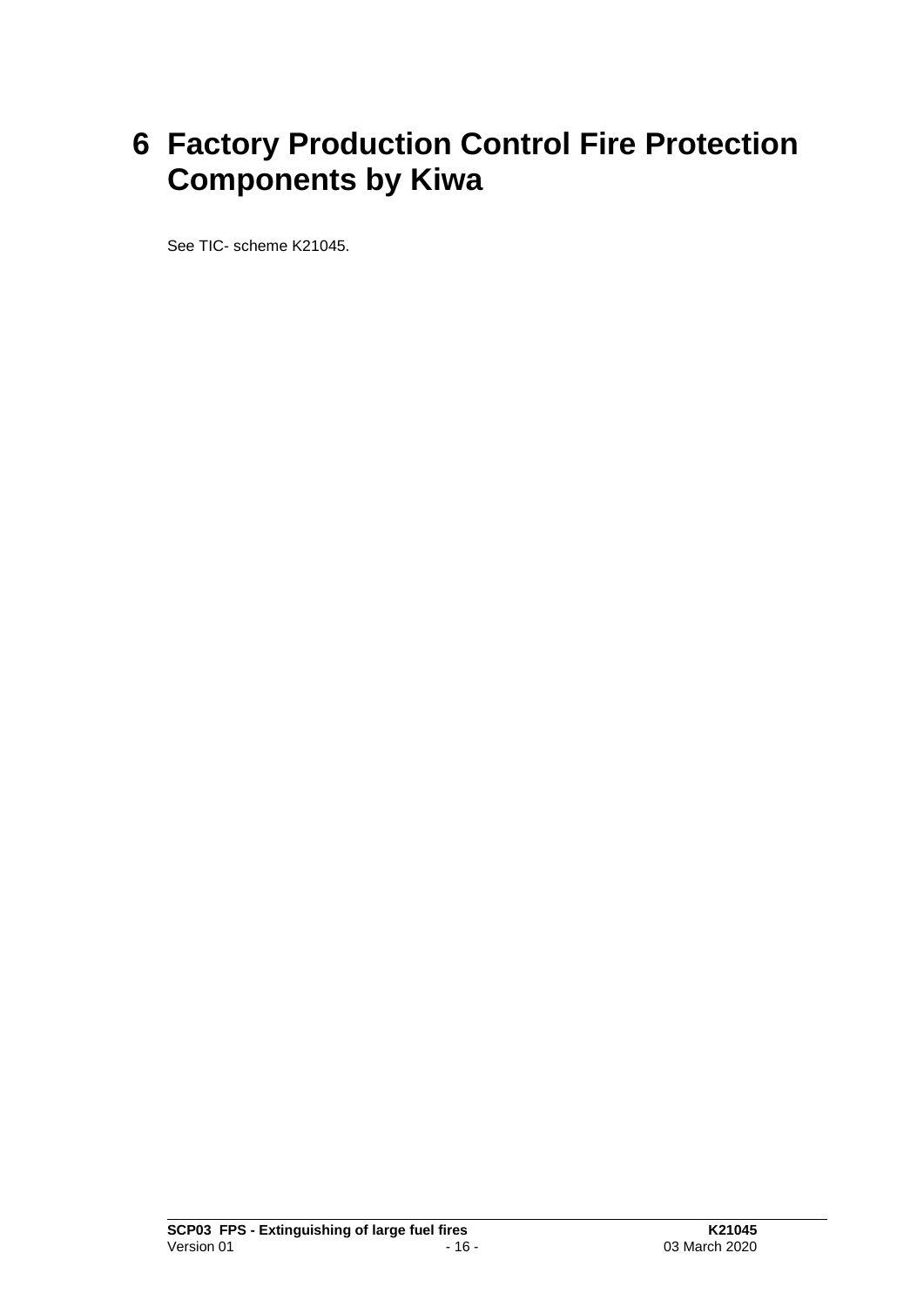# 6 Factory Production Control Fire Protection Components by Kiwa

See TIC- scheme K21045.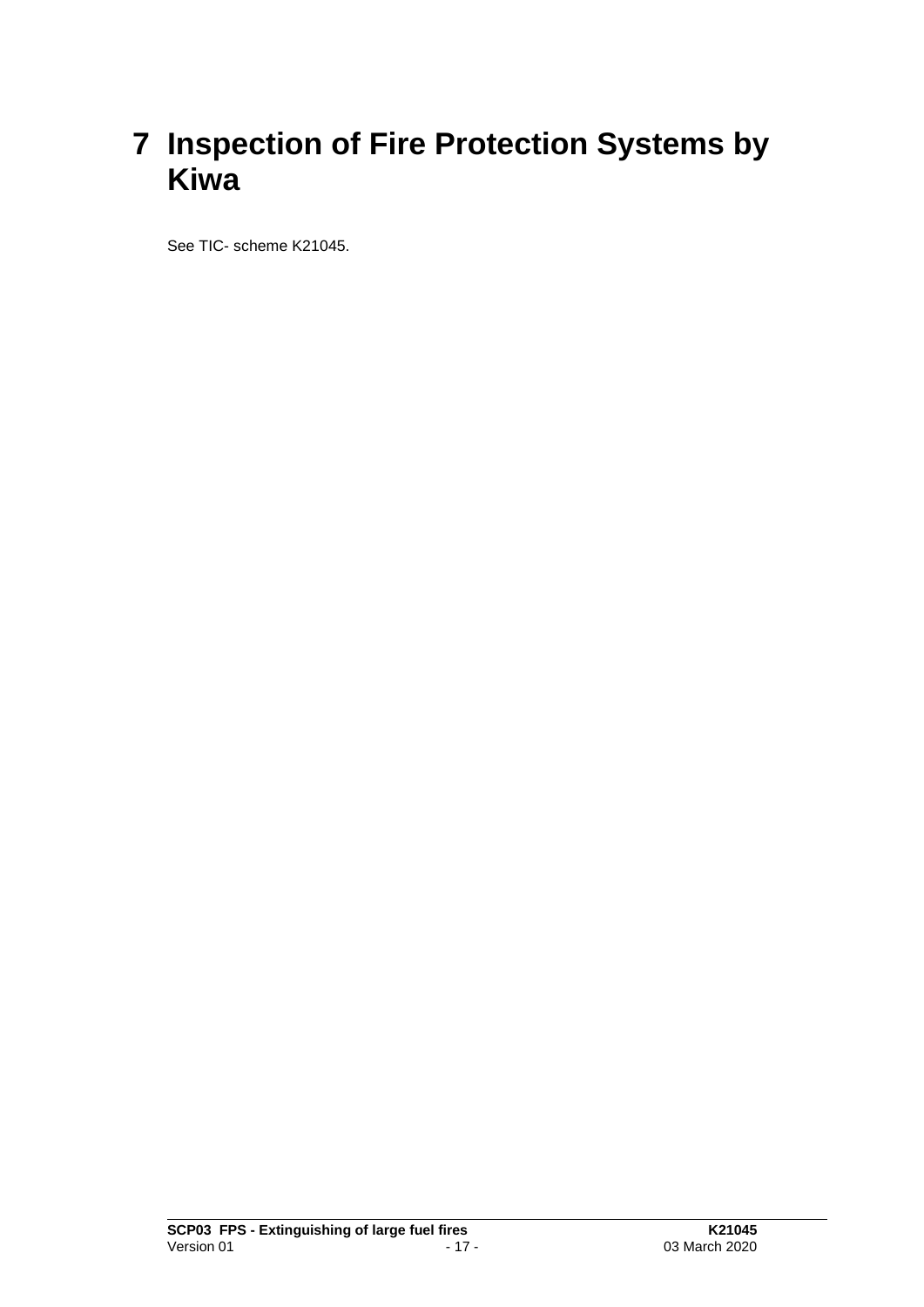# 7 Inspection of Fire Protection Systems by Kiwa

See TIC- scheme K21045.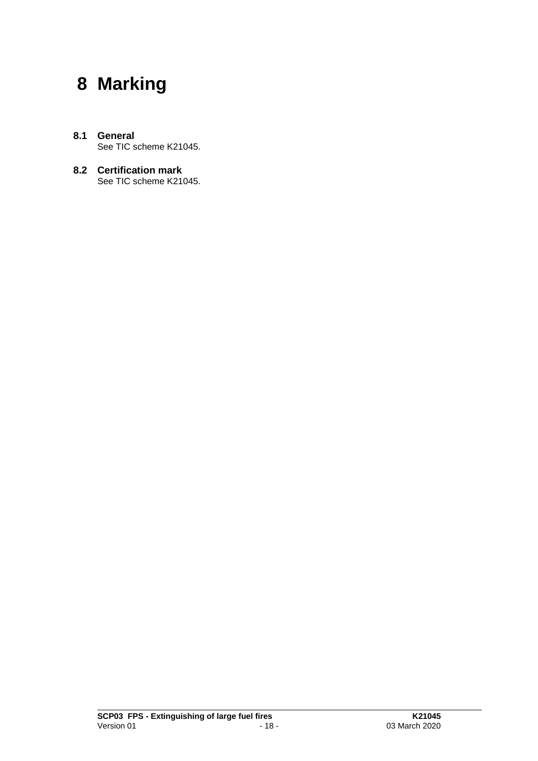# 8 Marking

## 8.1 General

See TIC scheme K21045.

## 8.2 Certification mark

See TIC scheme K21045.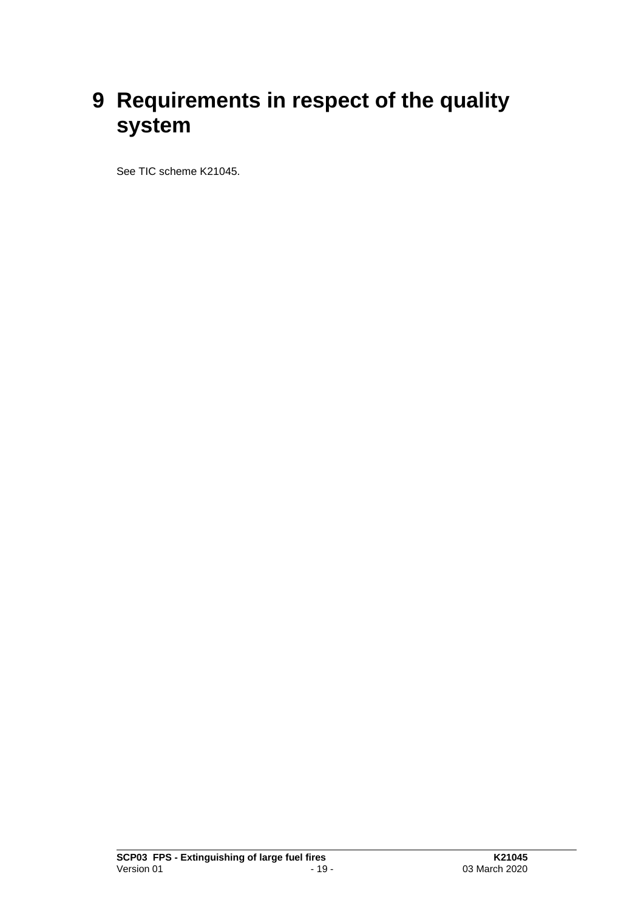# 9 Requirements in respect of the quality system

See TIC scheme K21045.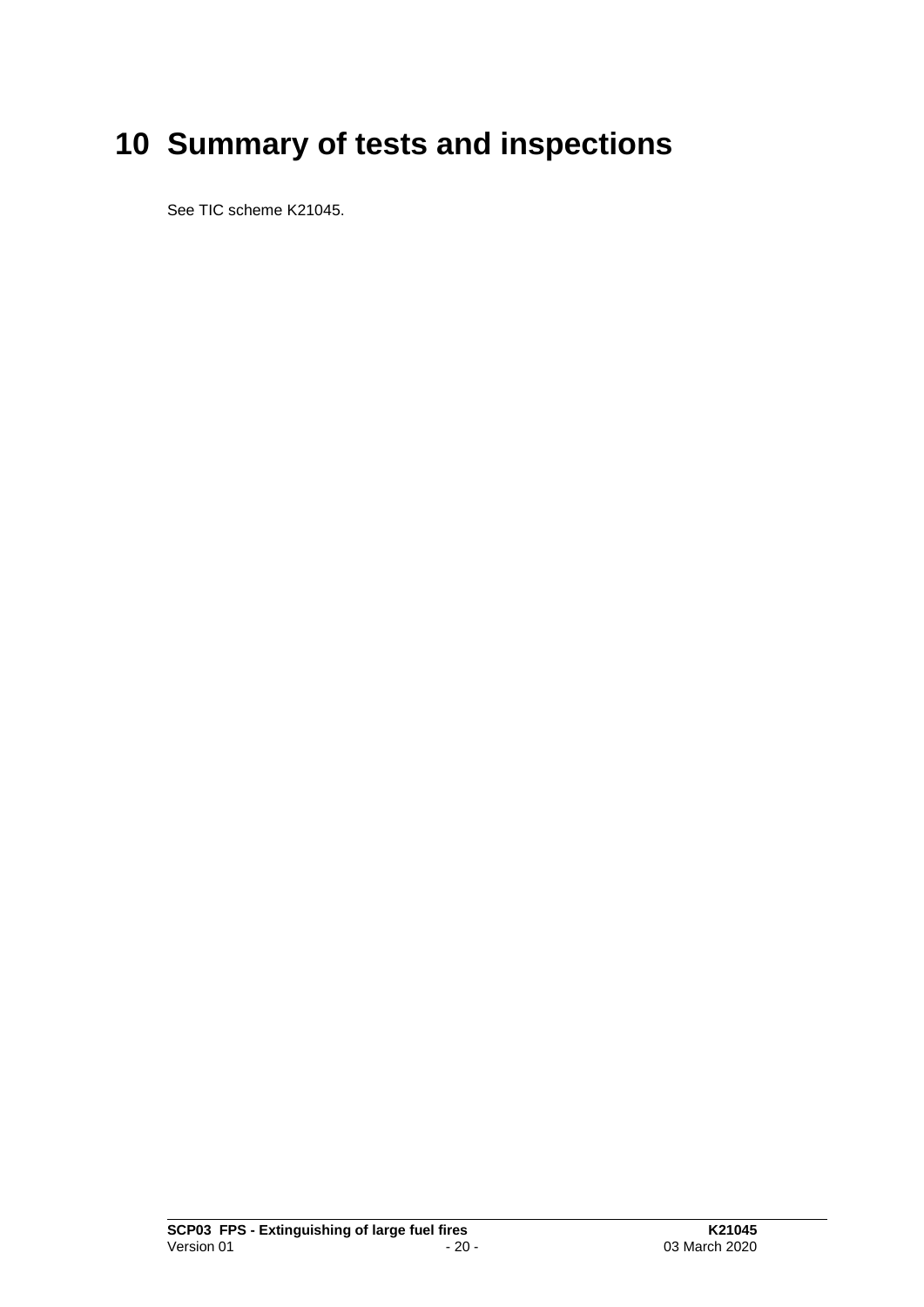# 10 Summary of tests and inspections

See TIC scheme K21045.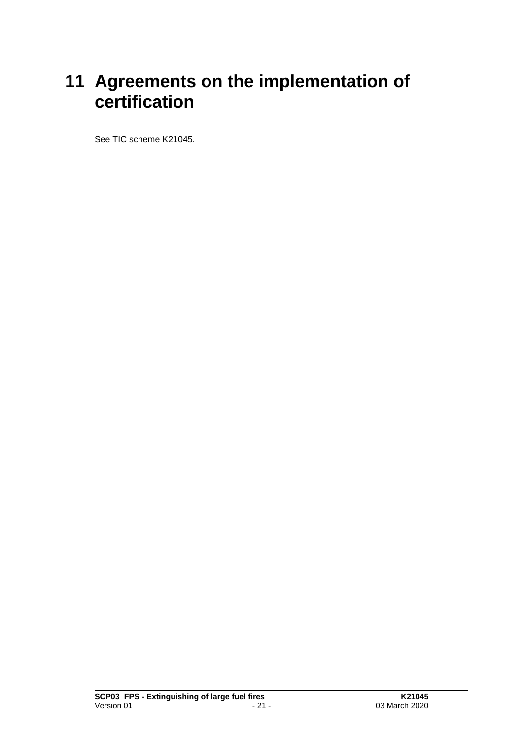# 11 Agreements on the implementation of certification

See TIC scheme K21045.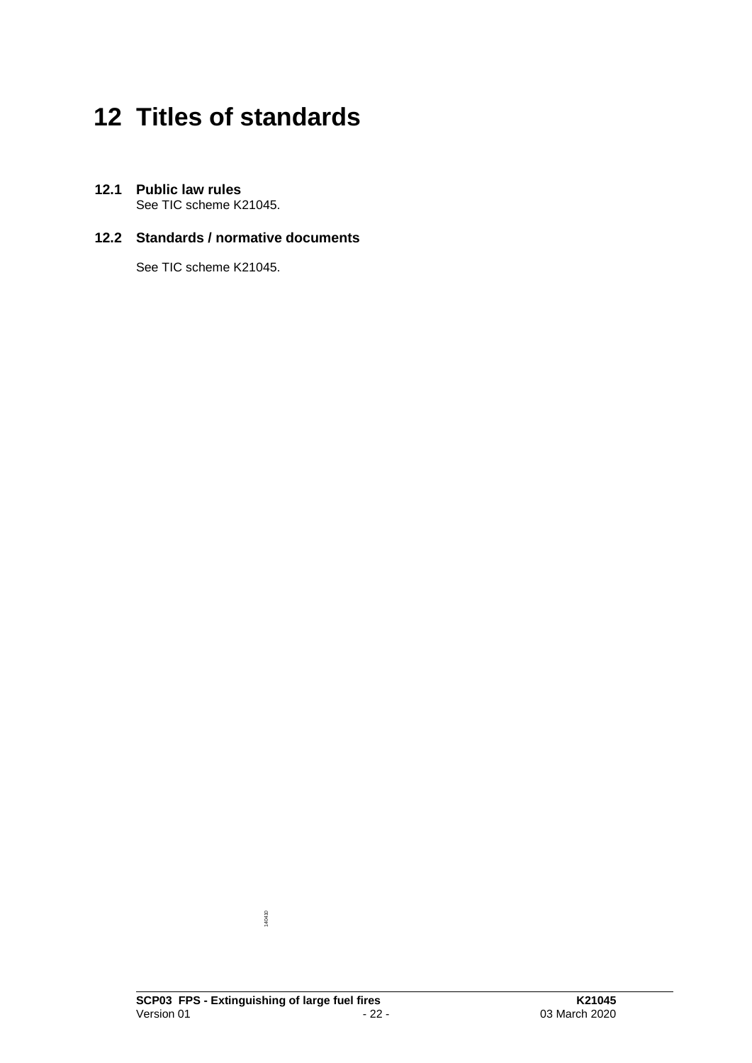# 12 Titles of standards

### 12.1 Public law rules

See TIC scheme K21045.

### 12.2 Standards / normative documents

See TIC scheme K21045.